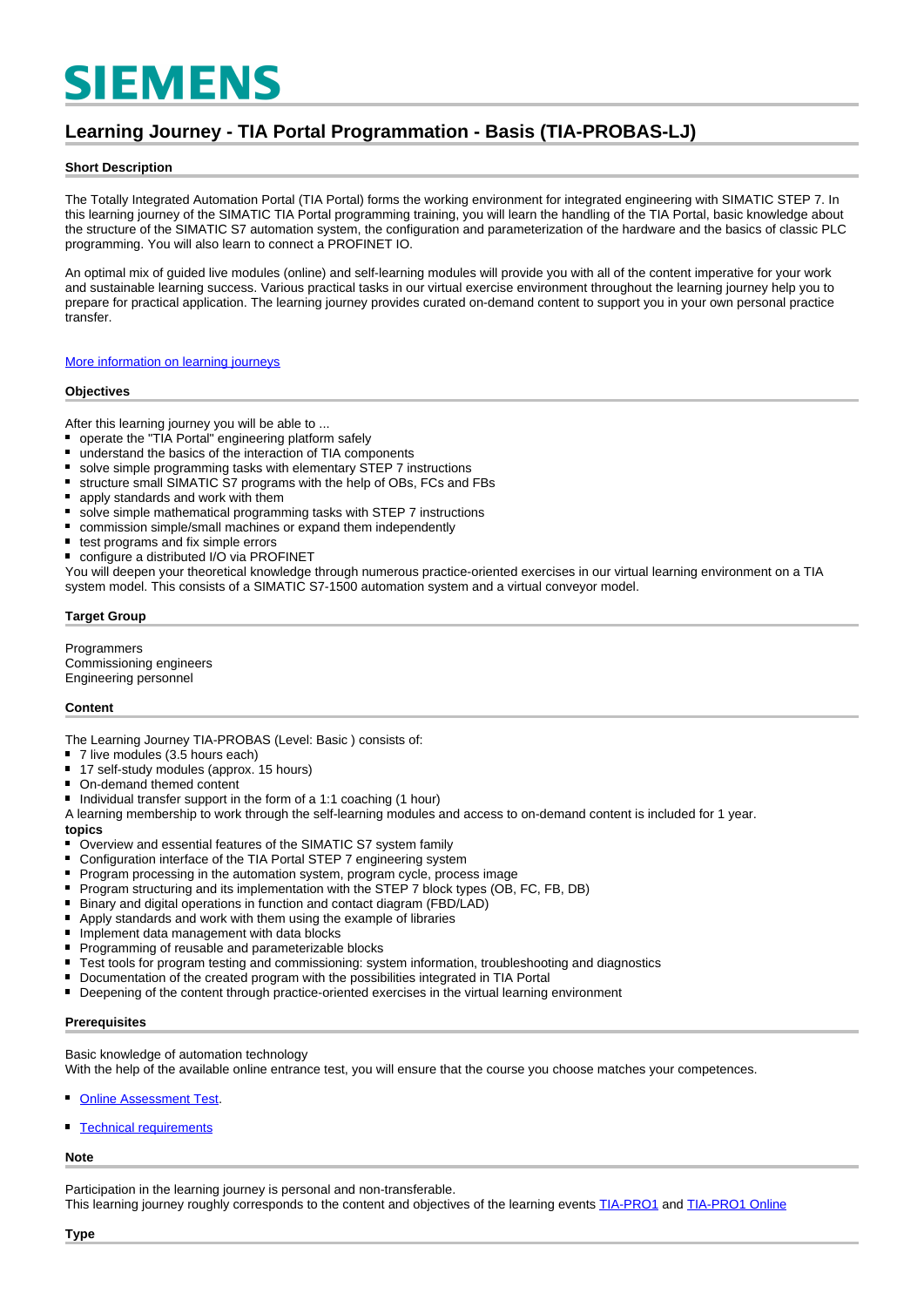SIEMENS

# Learning Journey - TIA Portal Programmation - Basis (TIA-PROBAS-LJ)

### Short Description

The Totally Integrated Automation Portal (TIA Portal) forms the working environment for integrated engineering with SIMATIC STEP 7. In this learning journey of the SIMATIC TIA Portal programming training, you will learn the handling of the TIA Portal, basic knowledge about the structure of the SIMATIC S7 automation system, the configuration and parameterization of the hardware and the basics of classic PLC programming. You will also learn to connect a PROFINET IO.

An optimal mix of guided live modules (online) and self-learning modules will provide you with all of the content imperative for your work and sustainable learning success. Various practical tasks in our virtual exercise environment throughout the learning journey help you to prepare for practical application. The learning journey provides curated on-demand content to support you in your own personal practice transfer.

More information on learning journeys

### Objectives

After this learning journey you will be able to ...

- operate the "TIA Portal" engineering platform safely
- understand the basics of the interaction of TIA components
- solve simple programming tasks with elementary STEP 7 instructions
- structure small SIMATIC S7 programs with the help of OBs, FCs and FBs
- apply standards and work with them
- solve simple mathematical programming tasks with STEP 7 instructions
- commission simple/small machines or expand them independently
- test programs and fix simple errors
- configure a distributed I/O via PROFINET

You will deepen your theoretical knowledge through numerous practice-oriented exercises in our virtual learning environment on a TIA system model. This consists of a SIMATIC S7-1500 automation system and a virtual conveyor model.

### Target Group

Programmers
Commissioning engineers
Engineering personnel

### Content

The Learning Journey TIA-PROBAS (Level: Basic ) consists of:

- 7 live modules (3.5 hours each)
- 17 self-study modules (approx. 15 hours)
- On-demand themed content
- Individual transfer support in the form of a 1:1 coaching (1 hour)

A learning membership to work through the self-learning modules and access to on-demand content is included for 1 year.

**topics**

- Overview and essential features of the SIMATIC S7 system family
- Configuration interface of the TIA Portal STEP 7 engineering system
- Program processing in the automation system, program cycle, process image
- Program structuring and its implementation with the STEP 7 block types (OB, FC, FB, DB)
- Binary and digital operations in function and contact diagram (FBD/LAD)
- Apply standards and work with them using the example of libraries
- Implement data management with data blocks
- Programming of reusable and parameterizable blocks
- Test tools for program testing and commissioning: system information, troubleshooting and diagnostics
- Documentation of the created program with the possibilities integrated in TIA Portal
- Deepening of the content through practice-oriented exercises in the virtual learning environment

### Prerequisites

Basic knowledge of automation technology
With the help of the available online entrance test, you will ensure that the course you choose matches your competences.

- Online Assessment Test.
- Technical requirements

### Note

Participation in the learning journey is personal and non-transferable.
This learning journey roughly corresponds to the content and objectives of the learning events TIA-PRO1 and TIA-PRO1 Online

### Type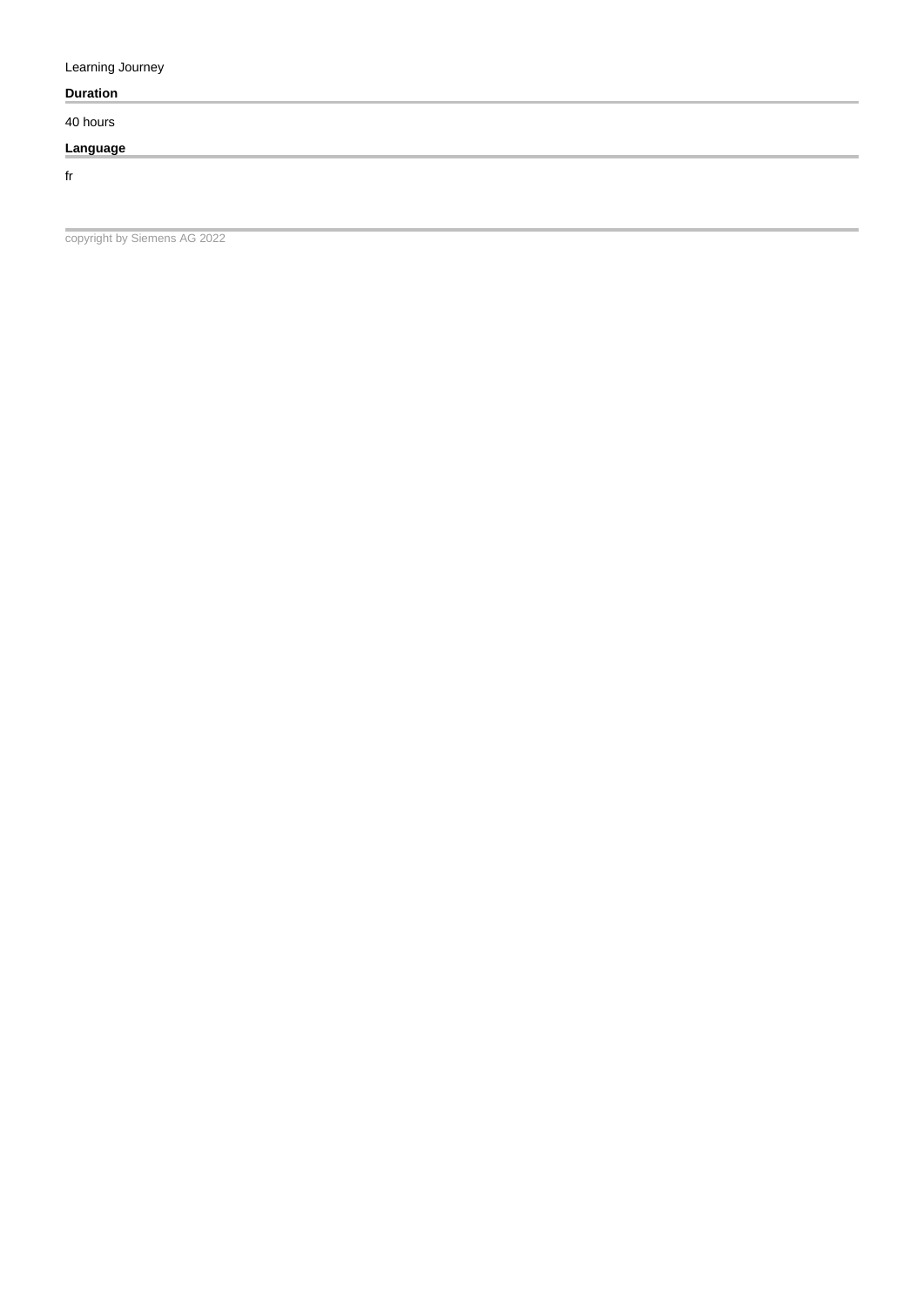Learning Journey

**Duration**

40 hours

**Language**

fr

copyright by Siemens AG 2022